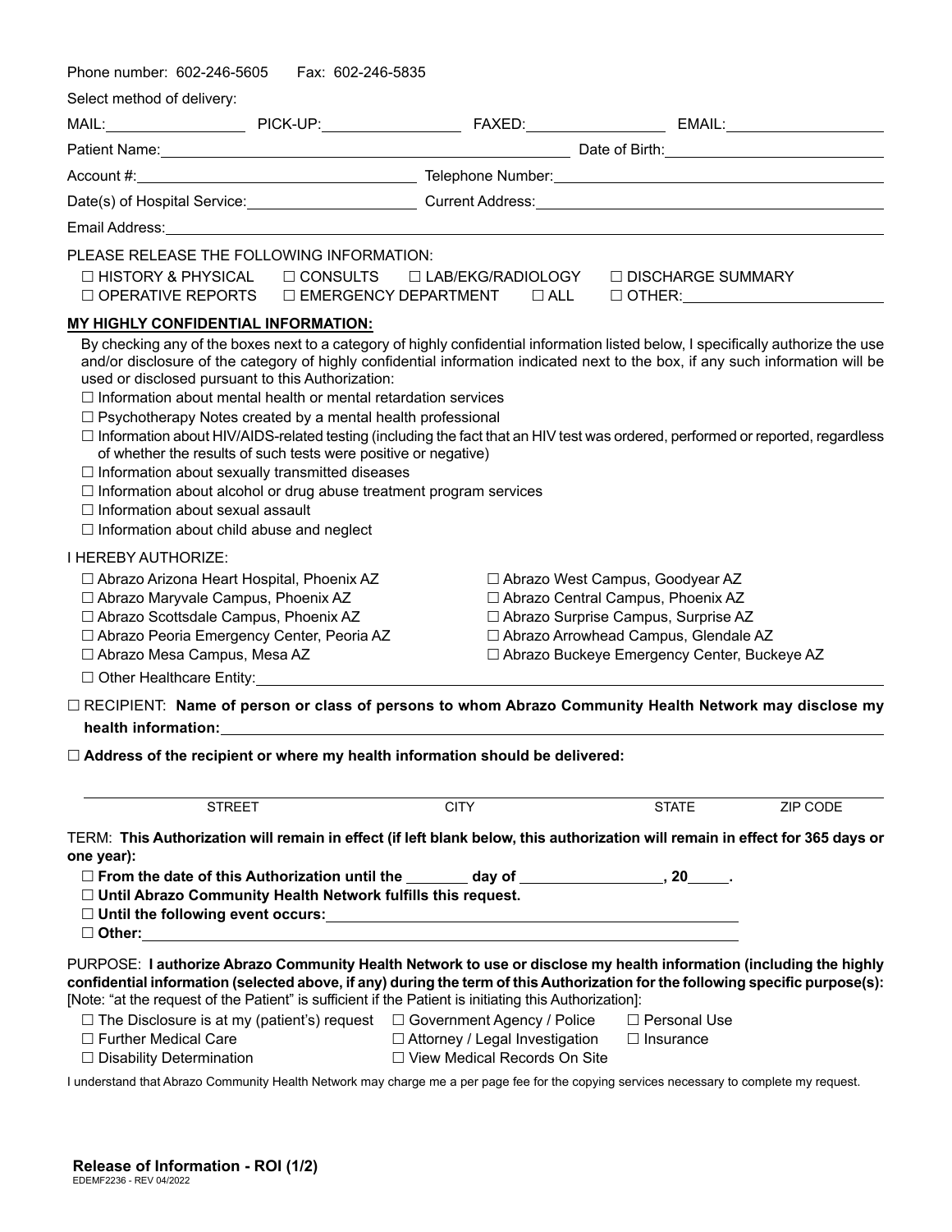Phone number: 602-246-5605 Fax: 602-246-5835

Select method of delivery:

MAIL:\_\_\_\_\_\_\_\_\_\_\_\_ PICK-UP:\_\_\_\_\_\_\_\_\_\_\_\_ FAXED:\_\_\_\_\_\_\_\_\_\_\_\_ EMAIL:\_\_\_\_\_\_\_\_\_\_\_\_

Patient Name:\_\_\_\_\_\_\_\_\_\_\_\_\_\_\_\_\_\_\_\_\_\_\_\_ Date of Birth:\_\_\_\_\_\_\_\_\_\_\_\_

Account #:\_\_\_\_\_\_\_\_\_\_\_\_\_\_\_\_ Telephone Number:\_\_\_\_\_\_\_\_\_\_\_\_\_\_\_\_

Date(s) of Hospital Service:\_\_\_\_\_\_\_\_\_\_\_\_ Current Address:\_\_\_\_\_\_\_\_\_\_\_\_\_\_\_\_

Email Address:\_\_\_\_\_\_\_\_\_\_\_\_\_\_\_\_\_\_\_\_\_\_\_\_\_\_\_\_\_\_\_\_

PLEASE RELEASE THE FOLLOWING INFORMATION:

☐ HISTORY & PHYSICAL ☐ CONSULTS ☐ LAB/EKG/RADIOLOGY ☐ DISCHARGE SUMMARY
☐ OPERATIVE REPORTS ☐ EMERGENCY DEPARTMENT ☐ ALL ☐ OTHER:\_\_\_\_\_\_\_\_\_\_\_\_

**MY HIGHLY CONFIDENTIAL INFORMATION:**

By checking any of the boxes next to a category of highly confidential information listed below, I specifically authorize the use and/or disclosure of the category of highly confidential information indicated next to the box, if any such information will be used or disclosed pursuant to this Authorization:

- ☐ Information about mental health or mental retardation services
- ☐ Psychotherapy Notes created by a mental health professional
- ☐ Information about HIV/AIDS-related testing (including the fact that an HIV test was ordered, performed or reported, regardless of whether the results of such tests were positive or negative)
- ☐ Information about sexually transmitted diseases
- ☐ Information about alcohol or drug abuse treatment program services
- ☐ Information about sexual assault
- ☐ Information about child abuse and neglect

I HEREBY AUTHORIZE:

- ☐ Abrazo Arizona Heart Hospital, Phoenix AZ
- ☐ Abrazo Maryvale Campus, Phoenix AZ
- ☐ Abrazo Scottsdale Campus, Phoenix AZ
- ☐ Abrazo Peoria Emergency Center, Peoria AZ
- ☐ Abrazo Mesa Campus, Mesa AZ
- ☐ Abrazo West Campus, Goodyear AZ
- ☐ Abrazo Central Campus, Phoenix AZ
- ☐ Abrazo Surprise Campus, Surprise AZ
- ☐ Abrazo Arrowhead Campus, Glendale AZ
- ☐ Abrazo Buckeye Emergency Center, Buckeye AZ
- ☐ Other Healthcare Entity:\_\_\_\_\_\_\_\_\_\_\_\_\_\_\_\_

☐ RECIPIENT: **Name of person or class of persons to whom Abrazo Community Health Network may disclose my health information:**\_\_\_\_\_\_\_\_\_\_\_\_\_\_\_\_

☐ **Address of the recipient or where my health information should be delivered:**

| STREET | CITY | STATE | ZIP CODE |
|---|---|---|---|
| | | | |

TERM: **This Authorization will remain in effect (if left blank below, this authorization will remain in effect for 365 days or one year):**

- ☐ **From the date of this Authorization until the \_\_\_\_\_ day of \_\_\_\_\_\_\_\_\_\_\_\_, 20\_\_\_\_.**
- ☐ **Until Abrazo Community Health Network fulfills this request.**
- ☐ **Until the following event occurs:**\_\_\_\_\_\_\_\_\_\_\_\_\_\_\_\_
- ☐ **Other:**\_\_\_\_\_\_\_\_\_\_\_\_\_\_\_\_

PURPOSE: **I authorize Abrazo Community Health Network to use or disclose my health information (including the highly confidential information (selected above, if any) during the term of this Authorization for the following specific purpose(s):** [Note: "at the request of the Patient" is sufficient if the Patient is initiating this Authorization]:

- ☐ The Disclosure is at my (patient's) request
- ☐ Further Medical Care
- ☐ Disability Determination
- ☐ Government Agency / Police
- ☐ Attorney / Legal Investigation
- ☐ View Medical Records On Site
- ☐ Personal Use
- ☐ Insurance

I understand that Abrazo Community Health Network may charge me a per page fee for the copying services necessary to complete my request.

**Release of Information - ROI (1/2)**
EDEMF2236 - REV 04/2022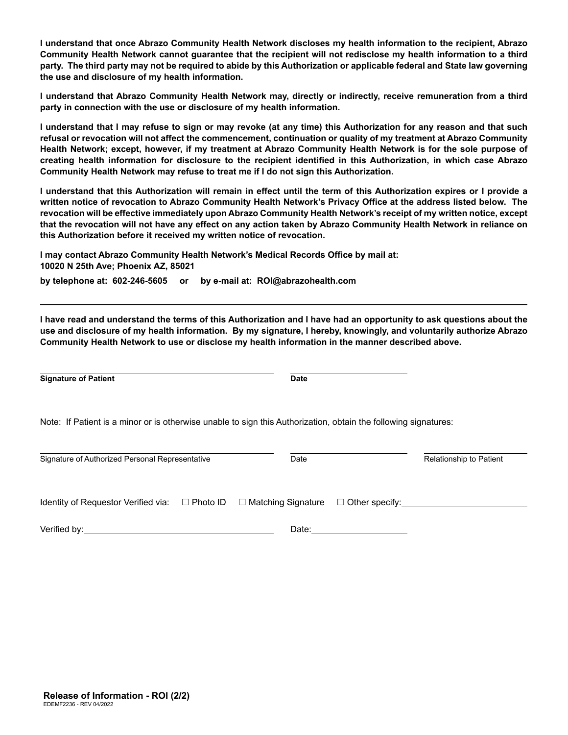**I understand that once Abrazo Community Health Network discloses my health information to the recipient, Abrazo Community Health Network cannot guarantee that the recipient will not redisclose my health information to a third party. The third party may not be required to abide by this Authorization or applicable federal and State law governing the use and disclosure of my health information.**

**I understand that Abrazo Community Health Network may, directly or indirectly, receive remuneration from a third party in connection with the use or disclosure of my health information.**

**I understand that I may refuse to sign or may revoke (at any time) this Authorization for any reason and that such refusal or revocation will not affect the commencement, continuation or quality of my treatment at Abrazo Community Health Network; except, however, if my treatment at Abrazo Community Health Network is for the sole purpose of creating health information for disclosure to the recipient identified in this Authorization, in which case Abrazo Community Health Network may refuse to treat me if I do not sign this Authorization.**

**I understand that this Authorization will remain in effect until the term of this Authorization expires or I provide a written notice of revocation to Abrazo Community Health Network's Privacy Office at the address listed below. The revocation will be effective immediately upon Abrazo Community Health Network's receipt of my written notice, except that the revocation will not have any effect on any action taken by Abrazo Community Health Network in reliance on this Authorization before it received my written notice of revocation.**

**I may contact Abrazo Community Health Network's Medical Records Office by mail at:**
**10020 N 25th Ave; Phoenix AZ, 85021**

**by telephone at: 602-246-5605 or by e-mail at: ROI@abrazohealth.com**

---

**I have read and understand the terms of this Authorization and I have had an opportunity to ask questions about the use and disclosure of my health information. By my signature, I hereby, knowingly, and voluntarily authorize Abrazo Community Health Network to use or disclose my health information in the manner described above.**

______________________________ ______________________

**Signature of Patient** **Date**

Note: If Patient is a minor or is otherwise unable to sign this Authorization, obtain the following signatures:

______________________________ ______________________ ______________________

Signature of Authorized Personal Representative Date Relationship to Patient

Identity of Requestor Verified via: ☐ Photo ID ☐ Matching Signature ☐ Other specify: ______________________

Verified by: ______________________________ Date: ______________________

**Release of Information - ROI (2/2)**
EDEMF2236 - REV 04/2022